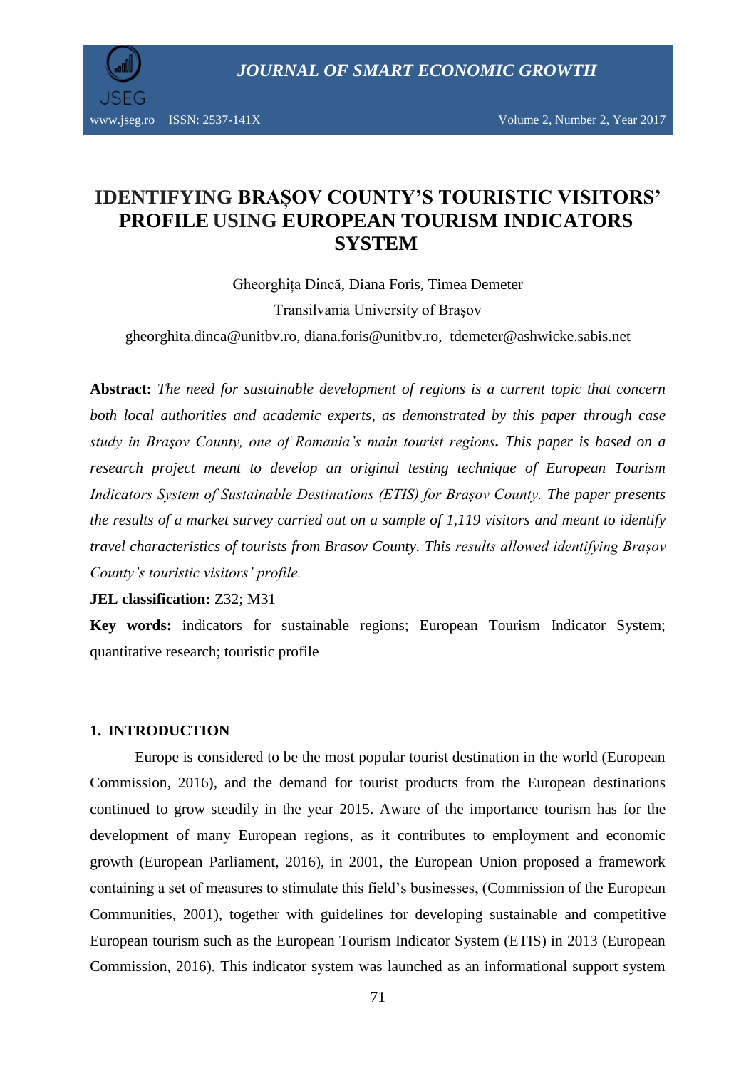# IDENTIFYING BRAȘOV COUNTY'S TOURISTIC VISITORS' PROFILE USING EUROPEAN TOURISM INDICATORS SYSTEM

Gheorghița Dincă, Diana Foris, Timea Demeter

Transilvania University of Brașov

gheorghita.dinca@unitbv.ro, diana.foris@unitbv.ro, tdemeter@ashwicke.sabis.net

**Abstract:** *The need for sustainable development of regions is a current topic that concern both local authorities and academic experts, as demonstrated by this paper through case study in Brașov County, one of Romania's main tourist regions***.** *This paper is based on a research project meant to develop an original testing technique of European Tourism Indicators System of Sustainable Destinations (ETIS) for Brașov County. The paper presents the results of a market survey carried out on a sample of 1,119 visitors and meant to identify travel characteristics of tourists from Brasov County. This results allowed identifying Brașov County's touristic visitors' profile.*

**JEL classification:** Z32; M31

**Key words:** indicators for sustainable regions; European Tourism Indicator System; quantitative research; touristic profile

## 1. INTRODUCTION

Europe is considered to be the most popular tourist destination in the world (European Commission, 2016), and the demand for tourist products from the European destinations continued to grow steadily in the year 2015. Aware of the importance tourism has for the development of many European regions, as it contributes to employment and economic growth (European Parliament, 2016), in 2001, the European Union proposed a framework containing a set of measures to stimulate this field's businesses, (Commission of the European Communities, 2001), together with guidelines for developing sustainable and competitive European tourism such as the European Tourism Indicator System (ETIS) in 2013 (European Commission, 2016). This indicator system was launched as an informational support system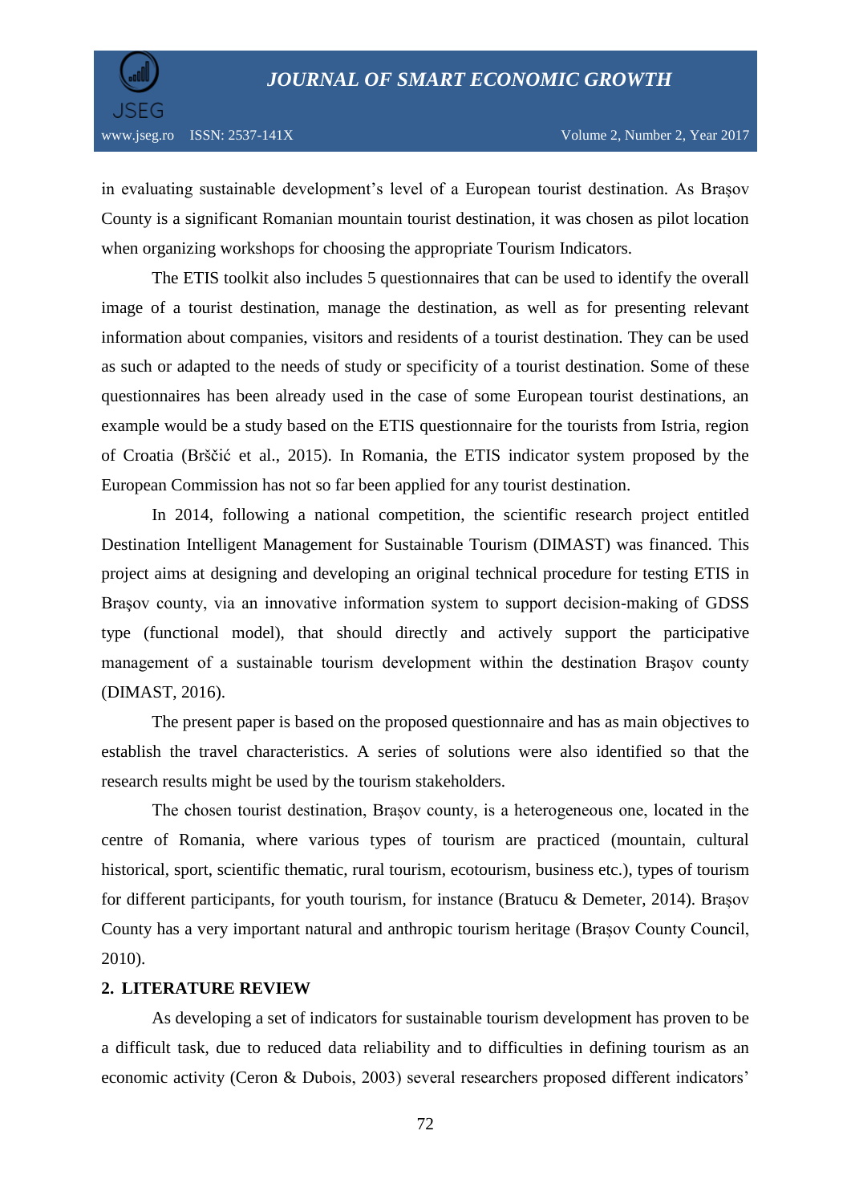in evaluating sustainable development's level of a European tourist destination. As Brașov County is a significant Romanian mountain tourist destination, it was chosen as pilot location when organizing workshops for choosing the appropriate Tourism Indicators.

The ETIS toolkit also includes 5 questionnaires that can be used to identify the overall image of a tourist destination, manage the destination, as well as for presenting relevant information about companies, visitors and residents of a tourist destination. They can be used as such or adapted to the needs of study or specificity of a tourist destination. Some of these questionnaires has been already used in the case of some European tourist destinations, an example would be a study based on the ETIS questionnaire for the tourists from Istria, region of Croatia (Bršćić et al., 2015). In Romania, the ETIS indicator system proposed by the European Commission has not so far been applied for any tourist destination.

In 2014, following a national competition, the scientific research project entitled Destination Intelligent Management for Sustainable Tourism (DIMAST) was financed. This project aims at designing and developing an original technical procedure for testing ETIS in Brașov county, via an innovative information system to support decision-making of GDSS type (functional model), that should directly and actively support the participative management of a sustainable tourism development within the destination Brașov county (DIMAST, 2016).

The present paper is based on the proposed questionnaire and has as main objectives to establish the travel characteristics. A series of solutions were also identified so that the research results might be used by the tourism stakeholders.

The chosen tourist destination, Brașov county, is a heterogeneous one, located in the centre of Romania, where various types of tourism are practiced (mountain, cultural historical, sport, scientific thematic, rural tourism, ecotourism, business etc.), types of tourism for different participants, for youth tourism, for instance (Bratucu & Demeter, 2014). Brașov County has a very important natural and anthropic tourism heritage (Brașov County Council, 2010).

## 2. LITERATURE REVIEW

As developing a set of indicators for sustainable tourism development has proven to be a difficult task, due to reduced data reliability and to difficulties in defining tourism as an economic activity (Ceron & Dubois, 2003) several researchers proposed different indicators'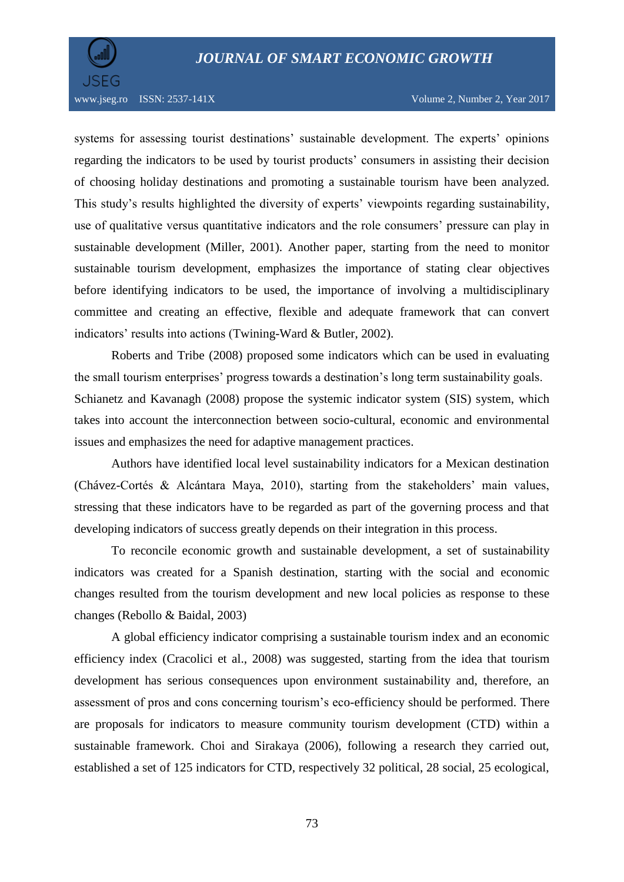systems for assessing tourist destinations' sustainable development. The experts' opinions regarding the indicators to be used by tourist products' consumers in assisting their decision of choosing holiday destinations and promoting a sustainable tourism have been analyzed. This study's results highlighted the diversity of experts' viewpoints regarding sustainability, use of qualitative versus quantitative indicators and the role consumers' pressure can play in sustainable development (Miller, 2001). Another paper, starting from the need to monitor sustainable tourism development, emphasizes the importance of stating clear objectives before identifying indicators to be used, the importance of involving a multidisciplinary committee and creating an effective, flexible and adequate framework that can convert indicators' results into actions (Twining-Ward & Butler, 2002).

Roberts and Tribe (2008) proposed some indicators which can be used in evaluating the small tourism enterprises' progress towards a destination's long term sustainability goals. Schianetz and Kavanagh (2008) propose the systemic indicator system (SIS) system, which takes into account the interconnection between socio-cultural, economic and environmental issues and emphasizes the need for adaptive management practices.

Authors have identified local level sustainability indicators for a Mexican destination (Chávez-Cortés & Alcántara Maya, 2010), starting from the stakeholders' main values, stressing that these indicators have to be regarded as part of the governing process and that developing indicators of success greatly depends on their integration in this process.

To reconcile economic growth and sustainable development, a set of sustainability indicators was created for a Spanish destination, starting with the social and economic changes resulted from the tourism development and new local policies as response to these changes (Rebollo & Baidal, 2003)

A global efficiency indicator comprising a sustainable tourism index and an economic efficiency index (Cracolici et al., 2008) was suggested, starting from the idea that tourism development has serious consequences upon environment sustainability and, therefore, an assessment of pros and cons concerning tourism's eco-efficiency should be performed. There are proposals for indicators to measure community tourism development (CTD) within a sustainable framework. Choi and Sirakaya (2006), following a research they carried out, established a set of 125 indicators for CTD, respectively 32 political, 28 social, 25 ecological,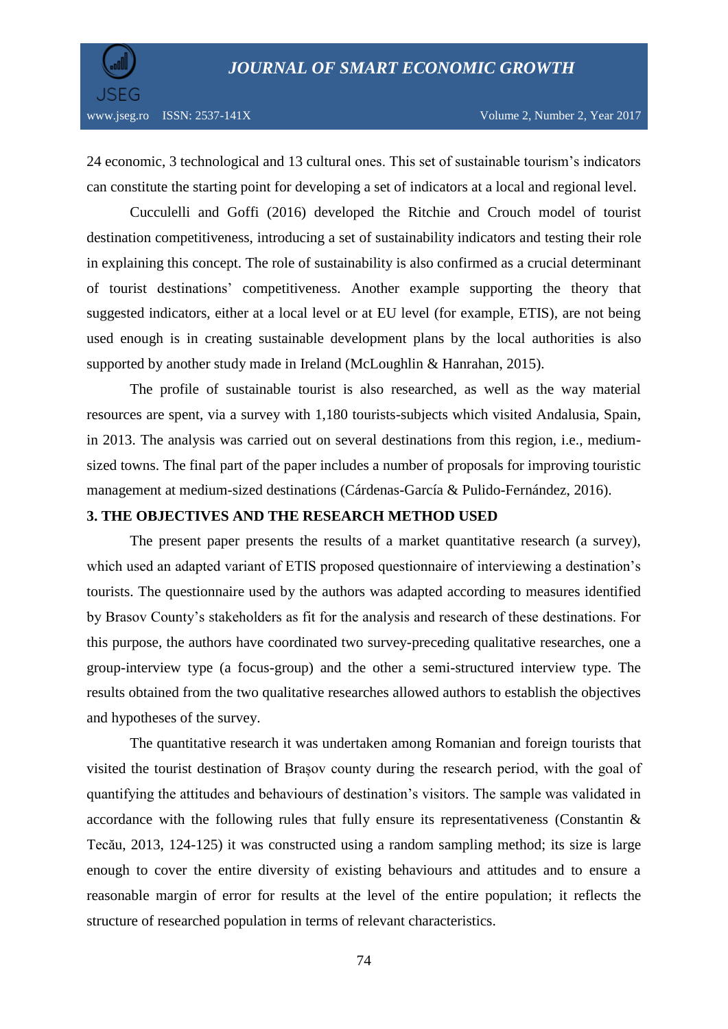24 economic, 3 technological and 13 cultural ones. This set of sustainable tourism's indicators can constitute the starting point for developing a set of indicators at a local and regional level.

Cucculelli and Goffi (2016) developed the Ritchie and Crouch model of tourist destination competitiveness, introducing a set of sustainability indicators and testing their role in explaining this concept. The role of sustainability is also confirmed as a crucial determinant of tourist destinations' competitiveness. Another example supporting the theory that suggested indicators, either at a local level or at EU level (for example, ETIS), are not being used enough is in creating sustainable development plans by the local authorities is also supported by another study made in Ireland (McLoughlin & Hanrahan, 2015).

The profile of sustainable tourist is also researched, as well as the way material resources are spent, via a survey with 1,180 tourists-subjects which visited Andalusia, Spain, in 2013. The analysis was carried out on several destinations from this region, i.e., medium-sized towns. The final part of the paper includes a number of proposals for improving touristic management at medium-sized destinations (Cárdenas-García & Pulido-Fernández, 2016).

## 3. THE OBJECTIVES AND THE RESEARCH METHOD USED

The present paper presents the results of a market quantitative research (a survey), which used an adapted variant of ETIS proposed questionnaire of interviewing a destination's tourists. The questionnaire used by the authors was adapted according to measures identified by Brasov County's stakeholders as fit for the analysis and research of these destinations. For this purpose, the authors have coordinated two survey-preceding qualitative researches, one a group-interview type (a focus-group) and the other a semi-structured interview type. The results obtained from the two qualitative researches allowed authors to establish the objectives and hypotheses of the survey.

The quantitative research it was undertaken among Romanian and foreign tourists that visited the tourist destination of Brașov county during the research period, with the goal of quantifying the attitudes and behaviours of destination's visitors. The sample was validated in accordance with the following rules that fully ensure its representativeness (Constantin & Tecău, 2013, 124-125) it was constructed using a random sampling method; its size is large enough to cover the entire diversity of existing behaviours and attitudes and to ensure a reasonable margin of error for results at the level of the entire population; it reflects the structure of researched population in terms of relevant characteristics.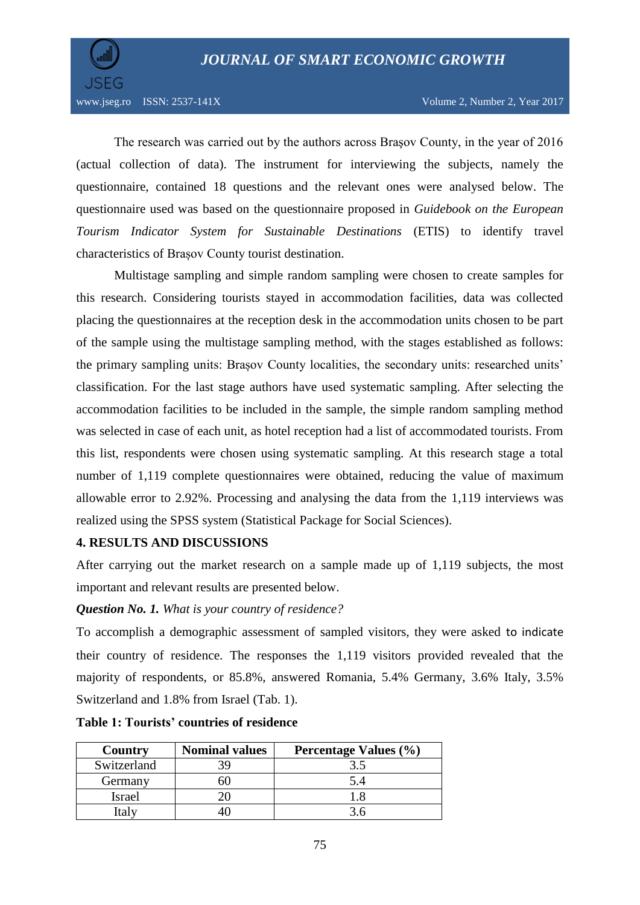The research was carried out by the authors across Braşov County, in the year of 2016 (actual collection of data). The instrument for interviewing the subjects, namely the questionnaire, contained 18 questions and the relevant ones were analysed below. The questionnaire used was based on the questionnaire proposed in *Guidebook on the European Tourism Indicator System for Sustainable Destinations* (ETIS) to identify travel characteristics of Brașov County tourist destination.

Multistage sampling and simple random sampling were chosen to create samples for this research. Considering tourists stayed in accommodation facilities, data was collected placing the questionnaires at the reception desk in the accommodation units chosen to be part of the sample using the multistage sampling method, with the stages established as follows: the primary sampling units: Brașov County localities, the secondary units: researched units' classification. For the last stage authors have used systematic sampling. After selecting the accommodation facilities to be included in the sample, the simple random sampling method was selected in case of each unit, as hotel reception had a list of accommodated tourists. From this list, respondents were chosen using systematic sampling. At this research stage a total number of 1,119 complete questionnaires were obtained, reducing the value of maximum allowable error to 2.92%. Processing and analysing the data from the 1,119 interviews was realized using the SPSS system (Statistical Package for Social Sciences).

## 4. RESULTS AND DISCUSSIONS

After carrying out the market research on a sample made up of 1,119 subjects, the most important and relevant results are presented below.

***Question No. 1.*** *What is your country of residence?*

To accomplish a demographic assessment of sampled visitors, they were asked to indicate their country of residence. The responses the 1,119 visitors provided revealed that the majority of respondents, or 85.8%, answered Romania, 5.4% Germany, 3.6% Italy, 3.5% Switzerland and 1.8% from Israel (Tab. 1).

**Table 1: Tourists' countries of residence**

| Country | Nominal values | Percentage Values (%) |
|---|---|---|
| Switzerland | 39 | 3.5 |
| Germany | 60 | 5.4 |
| Israel | 20 | 1.8 |
| Italy | 40 | 3.6 |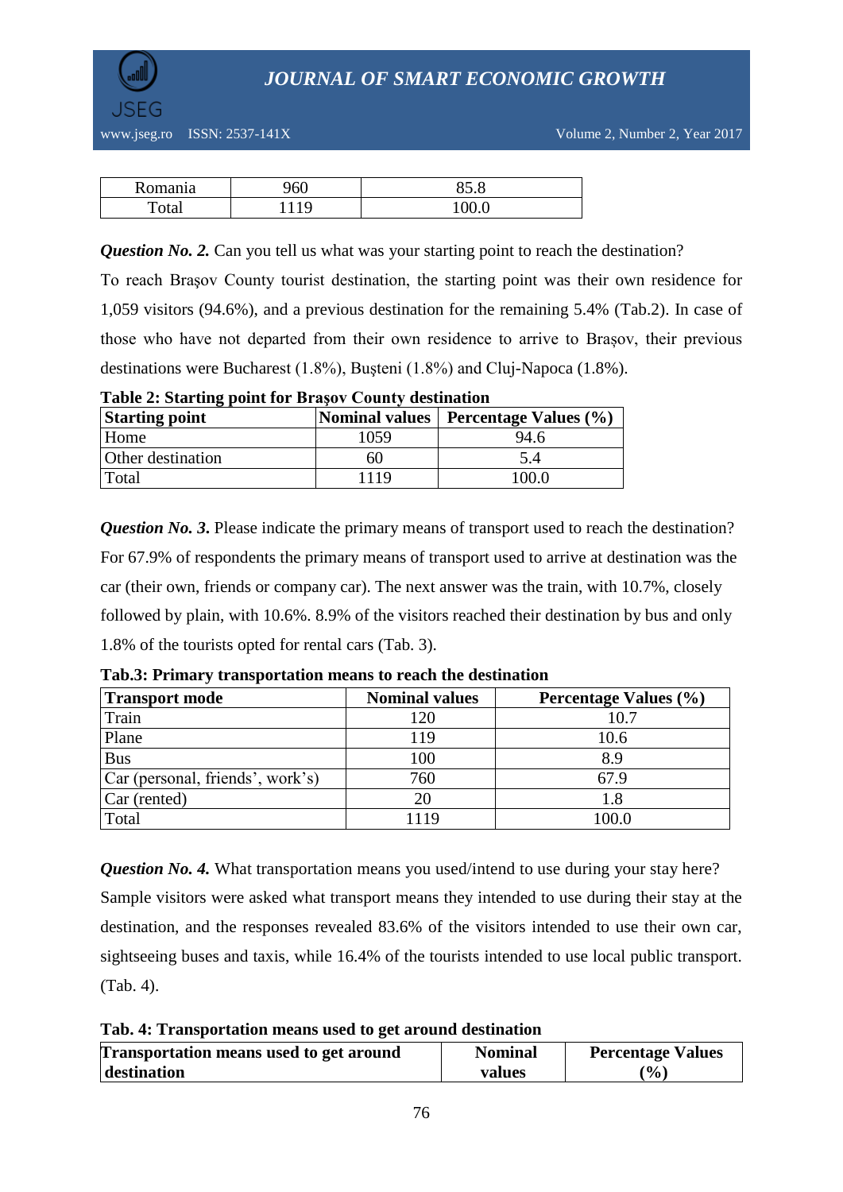| Romania | 960 | 85.8 |
|---|---|---|
| Total | 1119 | 100.0 |

***Question No. 2.*** Can you tell us what was your starting point to reach the destination?

To reach Braşov County tourist destination, the starting point was their own residence for 1,059 visitors (94.6%), and a previous destination for the remaining 5.4% (Tab.2). In case of those who have not departed from their own residence to arrive to Braşov, their previous destinations were Bucharest (1.8%), Buşteni (1.8%) and Cluj-Napoca (1.8%).

**Table 2: Starting point for Braşov County destination**

| Starting point | Nominal values | Percentage Values (%) |
|---|---|---|
| Home | 1059 | 94.6 |
| Other destination | 60 | 5.4 |
| Total | 1119 | 100.0 |

***Question No. 3.*** Please indicate the primary means of transport used to reach the destination? For 67.9% of respondents the primary means of transport used to arrive at destination was the car (their own, friends or company car). The next answer was the train, with 10.7%, closely followed by plain, with 10.6%. 8.9% of the visitors reached their destination by bus and only 1.8% of the tourists opted for rental cars (Tab. 3).

**Tab.3: Primary transportation means to reach the destination**

| Transport mode | Nominal values | Percentage Values (%) |
|---|---|---|
| Train | 120 | 10.7 |
| Plane | 119 | 10.6 |
| Bus | 100 | 8.9 |
| Car (personal, friends', work's) | 760 | 67.9 |
| Car (rented) | 20 | 1.8 |
| Total | 1119 | 100.0 |

***Question No. 4.*** What transportation means you used/intend to use during your stay here? Sample visitors were asked what transport means they intended to use during their stay at the destination, and the responses revealed 83.6% of the visitors intended to use their own car, sightseeing buses and taxis, while 16.4% of the tourists intended to use local public transport. (Tab. 4).

**Tab. 4: Transportation means used to get around destination**

| Transportation means used to get around destination | Nominal values | Percentage Values (%) |
|---|---|---|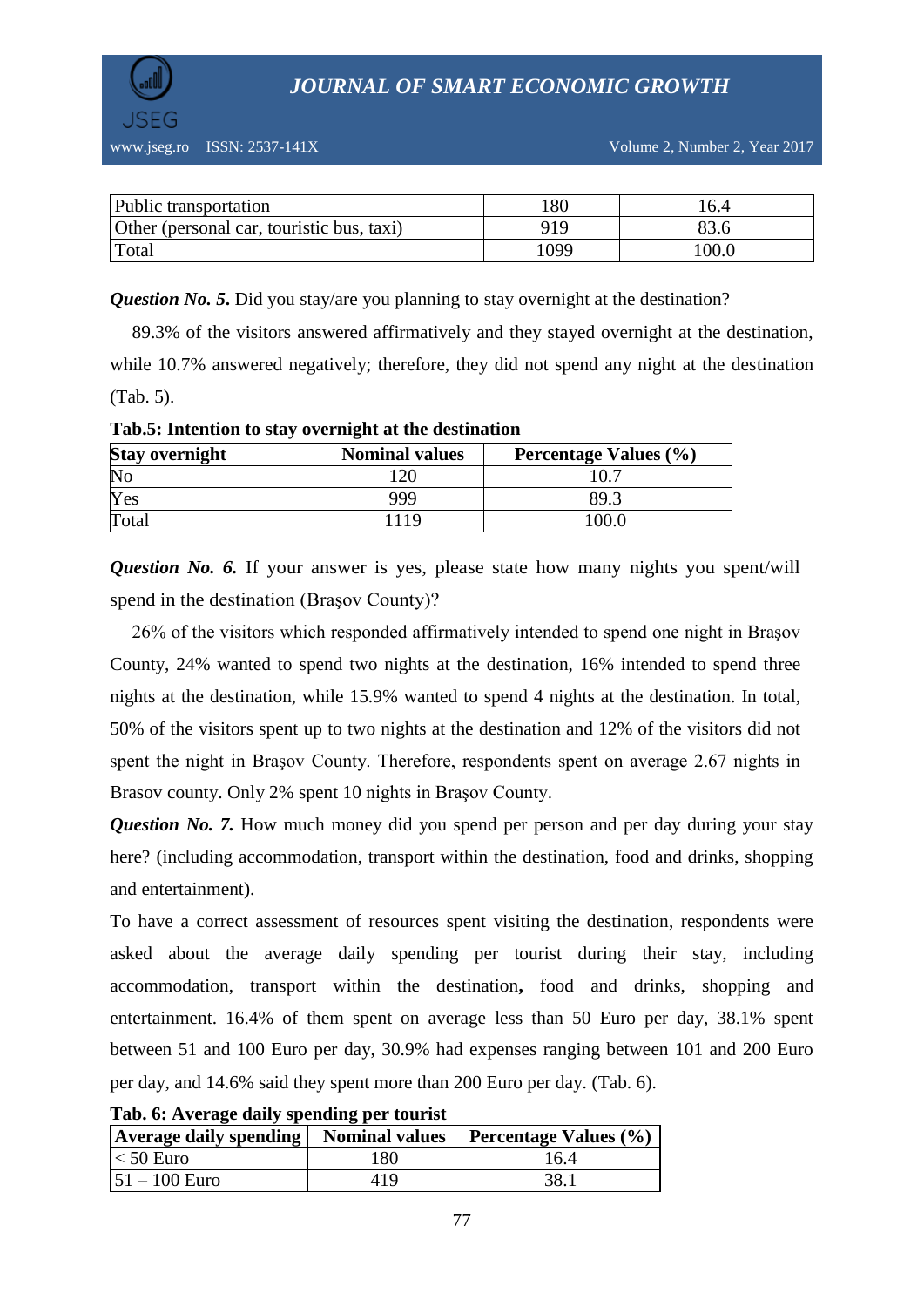| Public transportation | 180 | 16.4 |
|---|---|---|
| Other (personal car, touristic bus, taxi) | 919 | 83.6 |
| Total | 1099 | 100.0 |

***Question No. 5.*** Did you stay/are you planning to stay overnight at the destination?

89.3% of the visitors answered affirmatively and they stayed overnight at the destination, while 10.7% answered negatively; therefore, they did not spend any night at the destination (Tab. 5).

**Tab.5: Intention to stay overnight at the destination**

| Stay overnight | Nominal values | Percentage Values (%) |
|---|---|---|
| No | 120 | 10.7 |
| Yes | 999 | 89.3 |
| Total | 1119 | 100.0 |

***Question No. 6.*** If your answer is yes, please state how many nights you spent/will spend in the destination (Braşov County)?

26% of the visitors which responded affirmatively intended to spend one night in Braşov County, 24% wanted to spend two nights at the destination, 16% intended to spend three nights at the destination, while 15.9% wanted to spend 4 nights at the destination. In total, 50% of the visitors spent up to two nights at the destination and 12% of the visitors did not spent the night in Braşov County. Therefore, respondents spent on average 2.67 nights in Brasov county. Only 2% spent 10 nights in Braşov County.

***Question No. 7.*** How much money did you spend per person and per day during your stay here? (including accommodation, transport within the destination, food and drinks, shopping and entertainment).

To have a correct assessment of resources spent visiting the destination, respondents were asked about the average daily spending per tourist during their stay, including accommodation, transport within the destination**,** food and drinks, shopping and entertainment. 16.4% of them spent on average less than 50 Euro per day, 38.1% spent between 51 and 100 Euro per day, 30.9% had expenses ranging between 101 and 200 Euro per day, and 14.6% said they spent more than 200 Euro per day. (Tab. 6).

**Tab. 6: Average daily spending per tourist**

| Average daily spending | Nominal values | Percentage Values (%) |
|---|---|---|
| < 50 Euro | 180 | 16.4 |
| 51 – 100 Euro | 419 | 38.1 |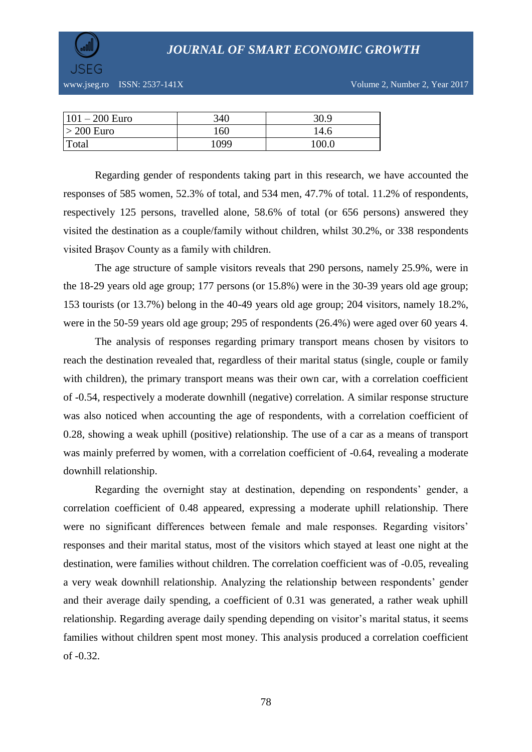| | | |
|---|---|---|
| 101 – 200 Euro | 340 | 30.9 |
| > 200 Euro | 160 | 14.6 |
| Total | 1099 | 100.0 |

Regarding gender of respondents taking part in this research, we have accounted the responses of 585 women, 52.3% of total, and 534 men, 47.7% of total. 11.2% of respondents, respectively 125 persons, travelled alone, 58.6% of total (or 656 persons) answered they visited the destination as a couple/family without children, whilst 30.2%, or 338 respondents visited Brașov County as a family with children.

The age structure of sample visitors reveals that 290 persons, namely 25.9%, were in the 18-29 years old age group; 177 persons (or 15.8%) were in the 30-39 years old age group; 153 tourists (or 13.7%) belong in the 40-49 years old age group; 204 visitors, namely 18.2%, were in the 50-59 years old age group; 295 of respondents (26.4%) were aged over 60 years 4.

The analysis of responses regarding primary transport means chosen by visitors to reach the destination revealed that, regardless of their marital status (single, couple or family with children), the primary transport means was their own car, with a correlation coefficient of -0.54, respectively a moderate downhill (negative) correlation. A similar response structure was also noticed when accounting the age of respondents, with a correlation coefficient of 0.28, showing a weak uphill (positive) relationship. The use of a car as a means of transport was mainly preferred by women, with a correlation coefficient of -0.64, revealing a moderate downhill relationship.

Regarding the overnight stay at destination, depending on respondents' gender, a correlation coefficient of 0.48 appeared, expressing a moderate uphill relationship. There were no significant differences between female and male responses. Regarding visitors' responses and their marital status, most of the visitors which stayed at least one night at the destination, were families without children. The correlation coefficient was of -0.05, revealing a very weak downhill relationship. Analyzing the relationship between respondents' gender and their average daily spending, a coefficient of 0.31 was generated, a rather weak uphill relationship. Regarding average daily spending depending on visitor's marital status, it seems families without children spent most money. This analysis produced a correlation coefficient of -0.32.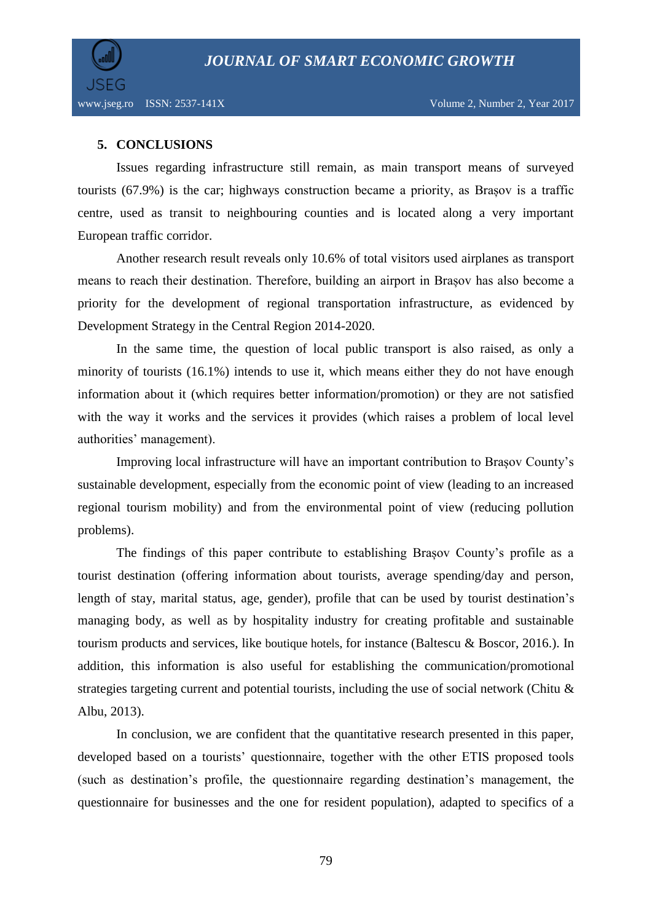## 5. CONCLUSIONS

Issues regarding infrastructure still remain, as main transport means of surveyed tourists (67.9%) is the car; highways construction became a priority, as Brașov is a traffic centre, used as transit to neighbouring counties and is located along a very important European traffic corridor.

Another research result reveals only 10.6% of total visitors used airplanes as transport means to reach their destination. Therefore, building an airport in Brașov has also become a priority for the development of regional transportation infrastructure, as evidenced by Development Strategy in the Central Region 2014-2020.

In the same time, the question of local public transport is also raised, as only a minority of tourists (16.1%) intends to use it, which means either they do not have enough information about it (which requires better information/promotion) or they are not satisfied with the way it works and the services it provides (which raises a problem of local level authorities' management).

Improving local infrastructure will have an important contribution to Brașov County's sustainable development, especially from the economic point of view (leading to an increased regional tourism mobility) and from the environmental point of view (reducing pollution problems).

The findings of this paper contribute to establishing Brașov County's profile as a tourist destination (offering information about tourists, average spending/day and person, length of stay, marital status, age, gender), profile that can be used by tourist destination's managing body, as well as by hospitality industry for creating profitable and sustainable tourism products and services, like boutique hotels, for instance (Baltescu & Boscor, 2016.). In addition, this information is also useful for establishing the communication/promotional strategies targeting current and potential tourists, including the use of social network (Chitu & Albu, 2013).

In conclusion, we are confident that the quantitative research presented in this paper, developed based on a tourists' questionnaire, together with the other ETIS proposed tools (such as destination's profile, the questionnaire regarding destination's management, the questionnaire for businesses and the one for resident population), adapted to specifics of a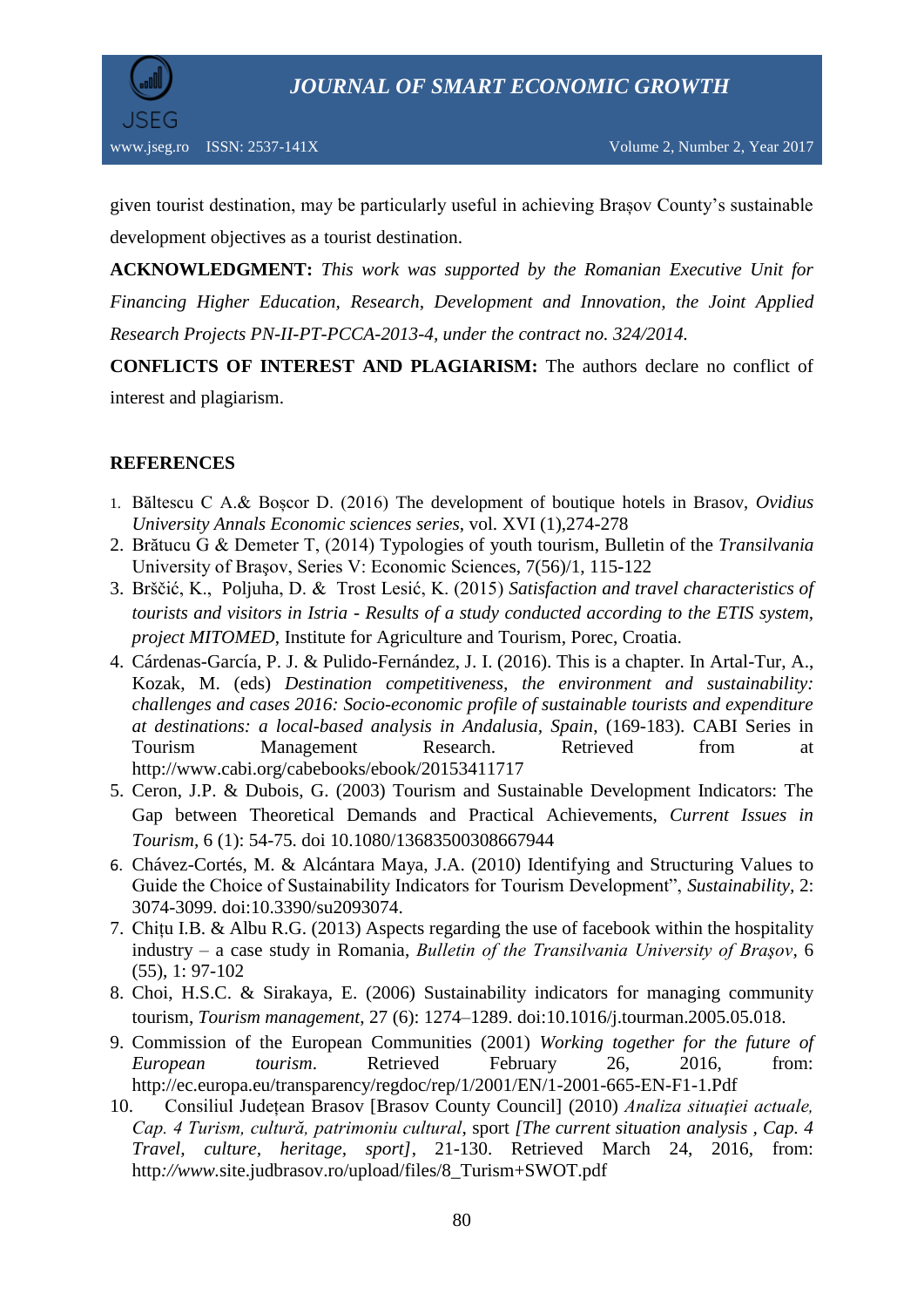given tourist destination, may be particularly useful in achieving Brașov County's sustainable development objectives as a tourist destination.

**ACKNOWLEDGMENT:** *This work was supported by the Romanian Executive Unit for Financing Higher Education, Research, Development and Innovation, the Joint Applied Research Projects PN-II-PT-PCCA-2013-4, under the contract no. 324/2014.*

**CONFLICTS OF INTEREST AND PLAGIARISM:** The authors declare no conflict of interest and plagiarism.

## REFERENCES

1. Băltescu C A.& Boșcor D. (2016) The development of boutique hotels in Brasov, *Ovidius University Annals Economic sciences series*, vol. XVI (1),274-278
2. Brătucu G & Demeter T, (2014) Typologies of youth tourism, Bulletin of the *Transilvania* University of Brașov, Series V: Economic Sciences, 7(56)/1, 115-122
3. Bršćić, K., Poljuha, D. & Trost Lesić, K. (2015) *Satisfaction and travel characteristics of tourists and visitors in Istria - Results of a study conducted according to the ETIS system, project MITOMED*, Institute for Agriculture and Tourism, Porec, Croatia.
4. Cárdenas-García, P. J. & Pulido-Fernández, J. I. (2016). This is a chapter. In Artal-Tur, A., Kozak, M. (eds) *Destination competitiveness, the environment and sustainability: challenges and cases 2016: Socio-economic profile of sustainable tourists and expenditure at destinations: a local-based analysis in Andalusia, Spain*, (169-183). CABI Series in Tourism Management Research. Retrieved from at http://www.cabi.org/cabebooks/ebook/20153411717
5. Ceron, J.P. & Dubois, G. (2003) Tourism and Sustainable Development Indicators: The Gap between Theoretical Demands and Practical Achievements, *Current Issues in Tourism,* 6 (1): 54-75. doi 10.1080/13683500308667944
6. Chávez-Cortés, M. & Alcántara Maya, J.A. (2010) Identifying and Structuring Values to Guide the Choice of Sustainability Indicators for Tourism Development", *Sustainability,* 2: 3074-3099. doi:10.3390/su2093074.
7. Chițu I.B. & Albu R.G. (2013) Aspects regarding the use of facebook within the hospitality industry – a case study in Romania, *Bulletin of the Transilvania University of Brașov*, 6 (55), 1: 97-102
8. Choi, H.S.C. & Sirakaya, E. (2006) Sustainability indicators for managing community tourism, *Tourism management*, 27 (6): 1274–1289. doi:10.1016/j.tourman.2005.05.018.
9. Commission of the European Communities (2001) *Working together for the future of European tourism*. Retrieved February 26, 2016, from: http://ec.europa.eu/transparency/regdoc/rep/1/2001/EN/1-2001-665-EN-F1-1.Pdf
10. Consiliul Județean Brasov [Brasov County Council] (2010) *Analiza situației actuale, Cap. 4 Turism, cultură, patrimoniu cultural*, sport *[The current situation analysis , Cap. 4 Travel, culture, heritage, sport]*, 21-130. Retrieved March 24, 2016, from: http://www.site.judbrasov.ro/upload/files/8_Turism+SWOT.pdf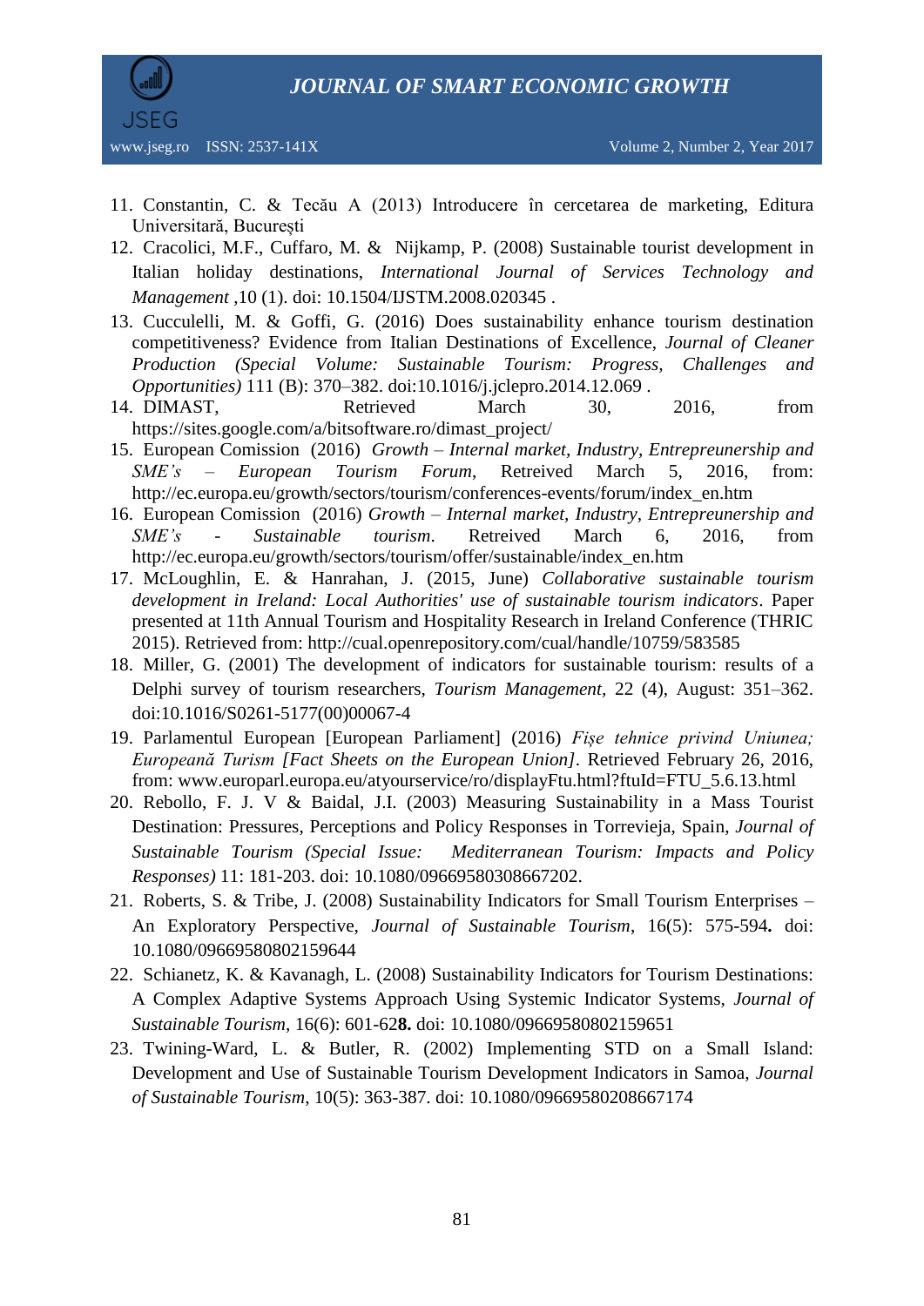11. Constantin, C. & Tecău A (2013) Introducere în cercetarea de marketing, Editura Universitară, București
12. Cracolici, M.F., Cuffaro, M. & Nijkamp, P. (2008) Sustainable tourist development in Italian holiday destinations, *International Journal of Services Technology and Management* ,10 (1). doi: 10.1504/IJSTM.2008.020345 .
13. Cucculelli, M. & Goffi, G. (2016) Does sustainability enhance tourism destination competitiveness? Evidence from Italian Destinations of Excellence, *Journal of Cleaner Production (Special Volume: Sustainable Tourism: Progress, Challenges and Opportunities)* 111 (B): 370–382. doi:10.1016/j.jclepro.2014.12.069 .
14. DIMAST, Retrieved March 30, 2016, from https://sites.google.com/a/bitsoftware.ro/dimast_project/
15. European Comission (2016) *Growth – Internal market, Industry, Entrepreunership and SME's – European Tourism Forum*, Retreived March 5, 2016, from: http://ec.europa.eu/growth/sectors/tourism/conferences-events/forum/index_en.htm
16. European Comission (2016) *Growth – Internal market, Industry, Entrepreunership and SME's - Sustainable tourism*. Retreived March 6, 2016, from http://ec.europa.eu/growth/sectors/tourism/offer/sustainable/index_en.htm
17. McLoughlin, E. & Hanrahan, J. (2015, June) *Collaborative sustainable tourism development in Ireland: Local Authorities' use of sustainable tourism indicators*. Paper presented at 11th Annual Tourism and Hospitality Research in Ireland Conference (THRIC 2015). Retrieved from: http://cual.openrepository.com/cual/handle/10759/583585
18. Miller, G. (2001) The development of indicators for sustainable tourism: results of a Delphi survey of tourism researchers, *Tourism Management*, 22 (4), August: 351–362. doi:10.1016/S0261-5177(00)00067-4
19. Parlamentul European [European Parliament] (2016) *Fișe tehnice privind Uniunea; Europeană Turism [Fact Sheets on the European Union]*. Retrieved February 26, 2016, from: www.europarl.europa.eu/atyourservice/ro/displayFtu.html?ftuId=FTU_5.6.13.html
20. Rebollo, F. J. V & Baidal, J.I. (2003) Measuring Sustainability in a Mass Tourist Destination: Pressures, Perceptions and Policy Responses in Torrevieja, Spain, *Journal of Sustainable Tourism (Special Issue: Mediterranean Tourism: Impacts and Policy Responses)* 11: 181-203. doi: 10.1080/09669580308667202.
21. Roberts, S. & Tribe, J. (2008) Sustainability Indicators for Small Tourism Enterprises – An Exploratory Perspective, *Journal of Sustainable Tourism*, 16(5): 575-594**.** doi: 10.1080/09669580802159644
22. Schianetz, K. & Kavanagh, L. (2008) Sustainability Indicators for Tourism Destinations: A Complex Adaptive Systems Approach Using Systemic Indicator Systems, *Journal of Sustainable Tourism*, 16(6): 601-62**8.** doi: 10.1080/09669580802159651
23. Twining-Ward, L. & Butler, R. (2002) Implementing STD on a Small Island: Development and Use of Sustainable Tourism Development Indicators in Samoa, *Journal of Sustainable Tourism*, 10(5): 363-387. doi: 10.1080/09669580208667174